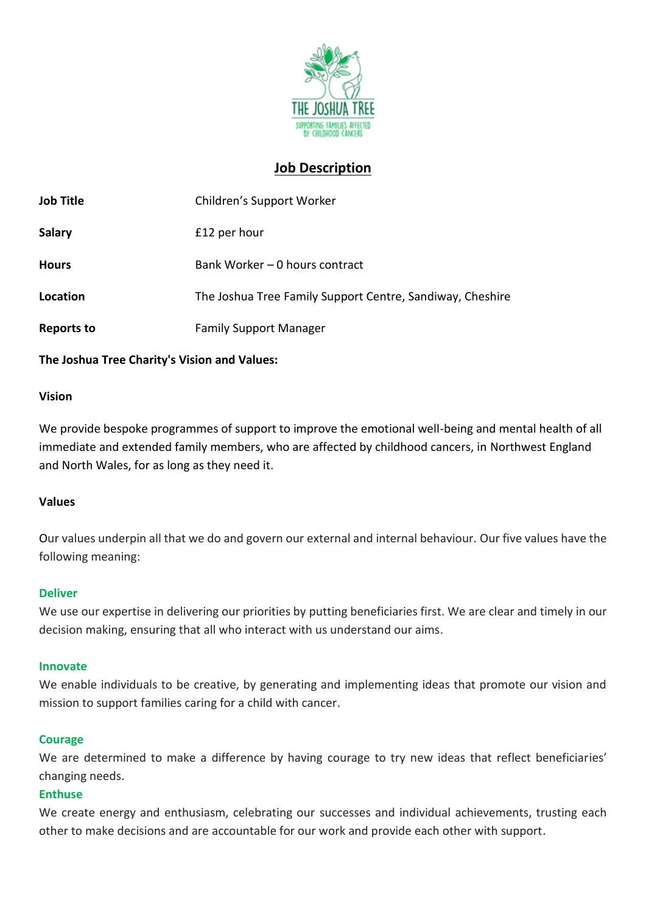# Job Description

| | |
|---|---|
| **Job Title** | Children's Support Worker |
| **Salary** | £12 per hour |
| **Hours** | Bank Worker – 0 hours contract |
| **Location** | The Joshua Tree Family Support Centre, Sandiway, Cheshire |
| **Reports to** | Family Support Manager |

**The Joshua Tree Charity's Vision and Values:**

**Vision**

We provide bespoke programmes of support to improve the emotional well-being and mental health of all immediate and extended family members, who are affected by childhood cancers, in Northwest England and North Wales, for as long as they need it.

**Values**

Our values underpin all that we do and govern our external and internal behaviour. Our five values have the following meaning:

**Deliver**
We use our expertise in delivering our priorities by putting beneficiaries first. We are clear and timely in our decision making, ensuring that all who interact with us understand our aims.

**Innovate**
We enable individuals to be creative, by generating and implementing ideas that promote our vision and mission to support families caring for a child with cancer.

**Courage**
We are determined to make a difference by having courage to try new ideas that reflect beneficiaries' changing needs.

**Enthuse**
We create energy and enthusiasm, celebrating our successes and individual achievements, trusting each other to make decisions and are accountable for our work and provide each other with support.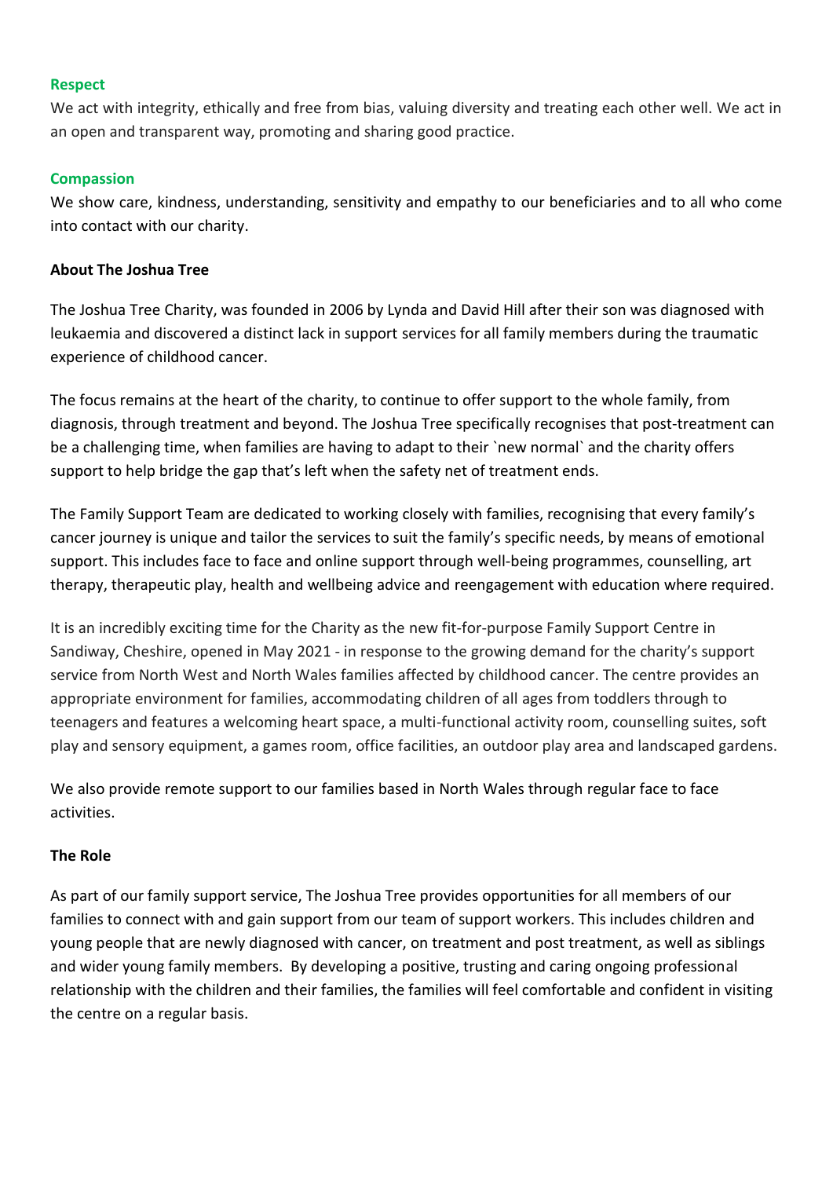**Respect**

We act with integrity, ethically and free from bias, valuing diversity and treating each other well. We act in an open and transparent way, promoting and sharing good practice.

**Compassion**

We show care, kindness, understanding, sensitivity and empathy to our beneficiaries and to all who come into contact with our charity.

**About The Joshua Tree**

The Joshua Tree Charity, was founded in 2006 by Lynda and David Hill after their son was diagnosed with leukaemia and discovered a distinct lack in support services for all family members during the traumatic experience of childhood cancer.

The focus remains at the heart of the charity, to continue to offer support to the whole family, from diagnosis, through treatment and beyond. The Joshua Tree specifically recognises that post-treatment can be a challenging time, when families are having to adapt to their `new normal` and the charity offers support to help bridge the gap that's left when the safety net of treatment ends.

The Family Support Team are dedicated to working closely with families, recognising that every family's cancer journey is unique and tailor the services to suit the family's specific needs, by means of emotional support. This includes face to face and online support through well-being programmes, counselling, art therapy, therapeutic play, health and wellbeing advice and reengagement with education where required.

It is an incredibly exciting time for the Charity as the new fit-for-purpose Family Support Centre in Sandiway, Cheshire, opened in May 2021 - in response to the growing demand for the charity's support service from North West and North Wales families affected by childhood cancer. The centre provides an appropriate environment for families, accommodating children of all ages from toddlers through to teenagers and features a welcoming heart space, a multi-functional activity room, counselling suites, soft play and sensory equipment, a games room, office facilities, an outdoor play area and landscaped gardens.

We also provide remote support to our families based in North Wales through regular face to face activities.

**The Role**

As part of our family support service, The Joshua Tree provides opportunities for all members of our families to connect with and gain support from our team of support workers. This includes children and young people that are newly diagnosed with cancer, on treatment and post treatment, as well as siblings and wider young family members. By developing a positive, trusting and caring ongoing professional relationship with the children and their families, the families will feel comfortable and confident in visiting the centre on a regular basis.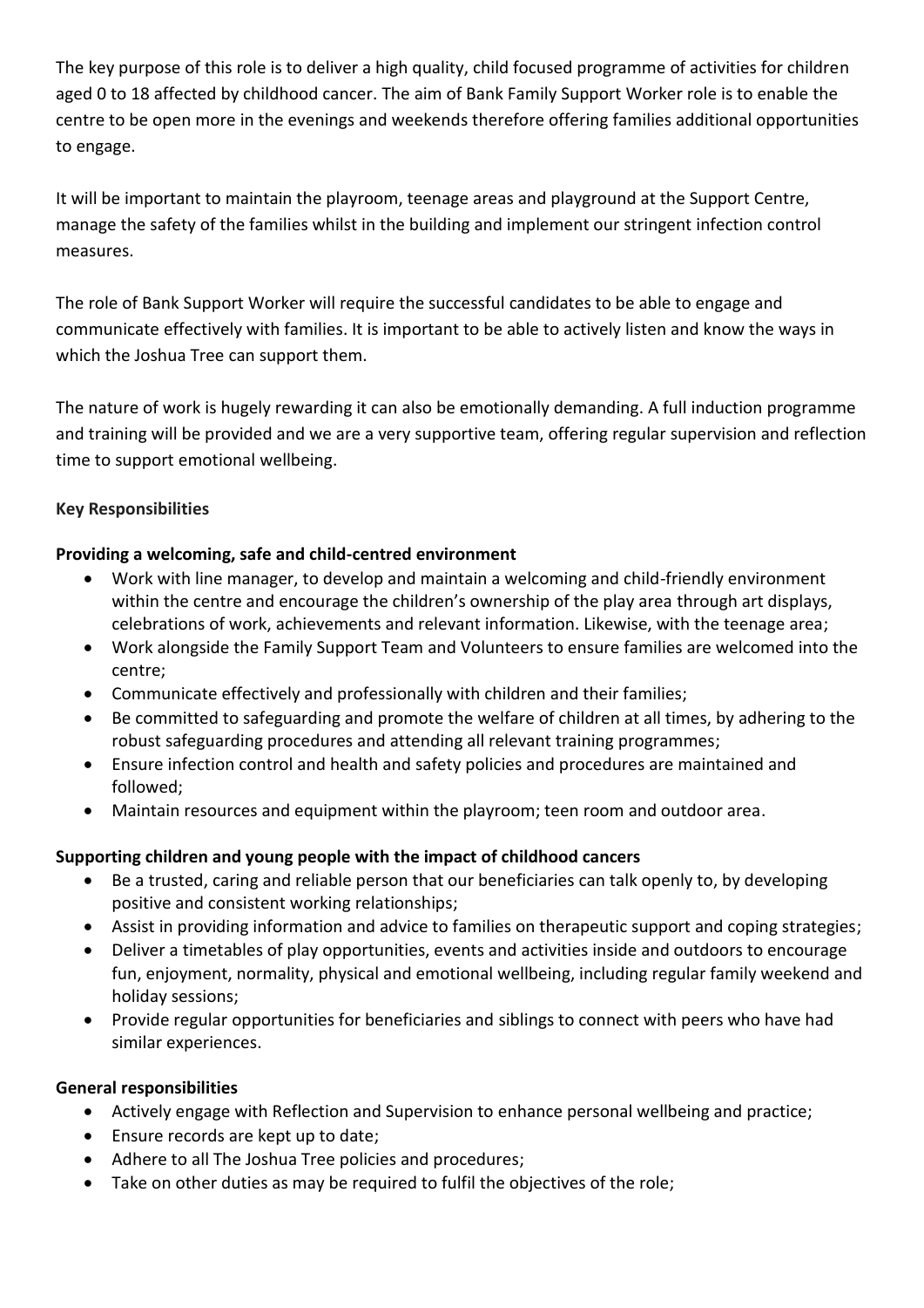The key purpose of this role is to deliver a high quality, child focused programme of activities for children aged 0 to 18 affected by childhood cancer. The aim of Bank Family Support Worker role is to enable the centre to be open more in the evenings and weekends therefore offering families additional opportunities to engage.

It will be important to maintain the playroom, teenage areas and playground at the Support Centre, manage the safety of the families whilst in the building and implement our stringent infection control measures.

The role of Bank Support Worker will require the successful candidates to be able to engage and communicate effectively with families. It is important to be able to actively listen and know the ways in which the Joshua Tree can support them.

The nature of work is hugely rewarding it can also be emotionally demanding. A full induction programme and training will be provided and we are a very supportive team, offering regular supervision and reflection time to support emotional wellbeing.

**Key Responsibilities**

**Providing a welcoming, safe and child-centred environment**

- Work with line manager, to develop and maintain a welcoming and child-friendly environment within the centre and encourage the children's ownership of the play area through art displays, celebrations of work, achievements and relevant information. Likewise, with the teenage area;
- Work alongside the Family Support Team and Volunteers to ensure families are welcomed into the centre;
- Communicate effectively and professionally with children and their families;
- Be committed to safeguarding and promote the welfare of children at all times, by adhering to the robust safeguarding procedures and attending all relevant training programmes;
- Ensure infection control and health and safety policies and procedures are maintained and followed;
- Maintain resources and equipment within the playroom; teen room and outdoor area.

**Supporting children and young people with the impact of childhood cancers**

- Be a trusted, caring and reliable person that our beneficiaries can talk openly to, by developing positive and consistent working relationships;
- Assist in providing information and advice to families on therapeutic support and coping strategies;
- Deliver a timetables of play opportunities, events and activities inside and outdoors to encourage fun, enjoyment, normality, physical and emotional wellbeing, including regular family weekend and holiday sessions;
- Provide regular opportunities for beneficiaries and siblings to connect with peers who have had similar experiences.

**General responsibilities**

- Actively engage with Reflection and Supervision to enhance personal wellbeing and practice;
- Ensure records are kept up to date;
- Adhere to all The Joshua Tree policies and procedures;
- Take on other duties as may be required to fulfil the objectives of the role;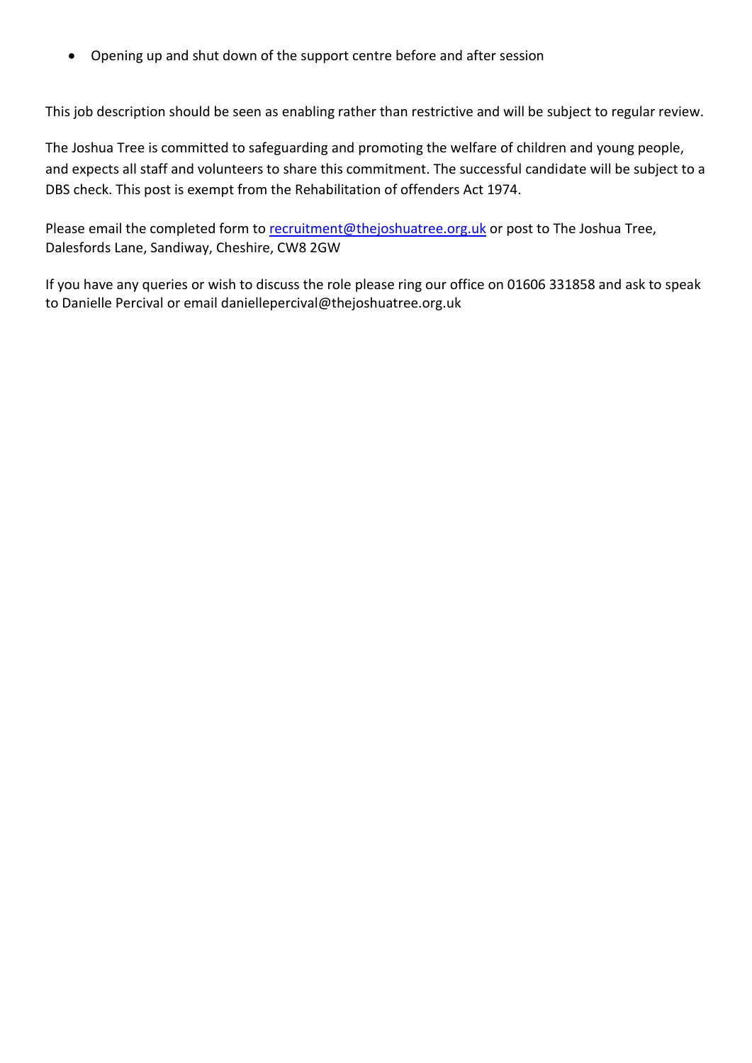- Opening up and shut down of the support centre before and after session

This job description should be seen as enabling rather than restrictive and will be subject to regular review.

The Joshua Tree is committed to safeguarding and promoting the welfare of children and young people, and expects all staff and volunteers to share this commitment. The successful candidate will be subject to a DBS check. This post is exempt from the Rehabilitation of offenders Act 1974.

Please email the completed form to recruitment@thejoshuatree.org.uk or post to The Joshua Tree, Dalesfords Lane, Sandiway, Cheshire, CW8 2GW

If you have any queries or wish to discuss the role please ring our office on 01606 331858 and ask to speak to Danielle Percival or email daniellepercival@thejoshuatree.org.uk